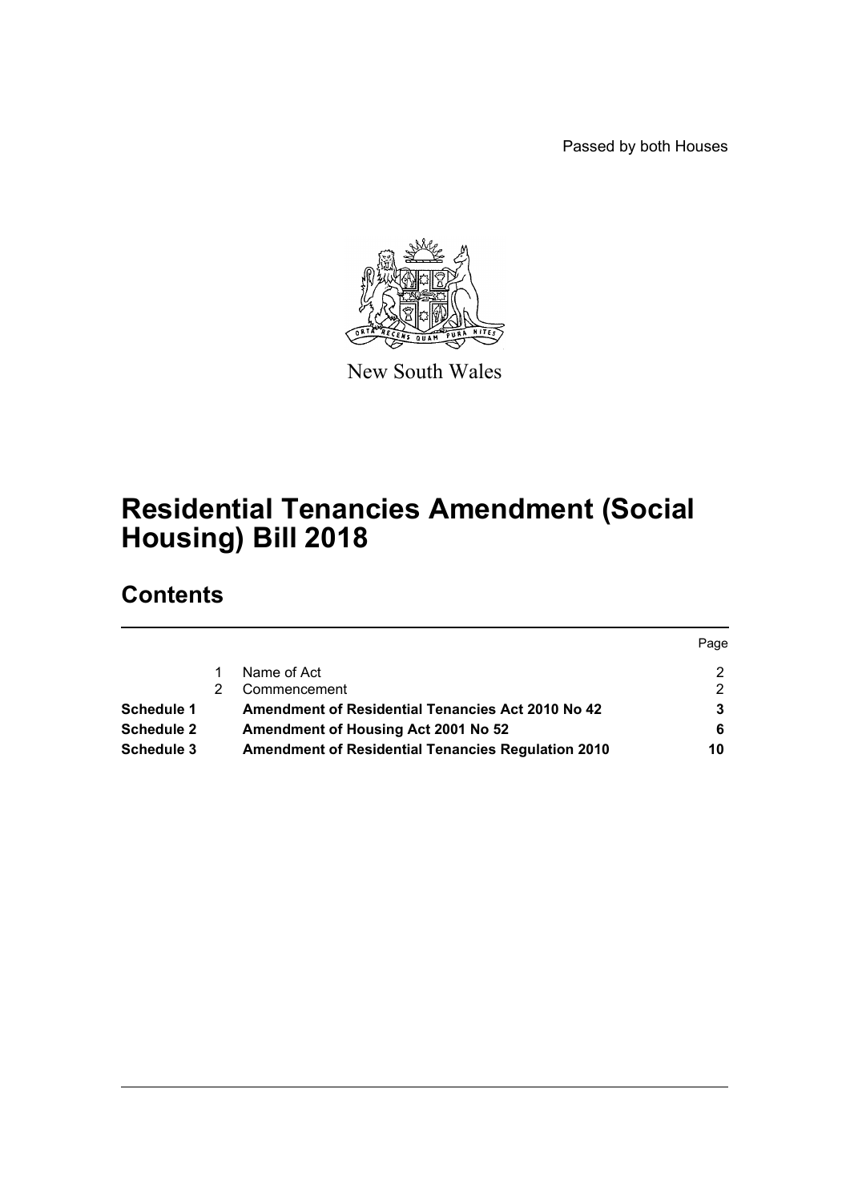Passed by both Houses

New South Wales

# Residential Tenancies Amendment (Social Housing) Bill 2018

## Contents

| | | | Page |
|---|---|---|---|
| | 1 | Name of Act | 2 |
| | 2 | Commencement | 2 |
| **Schedule 1** | | **Amendment of Residential Tenancies Act 2010 No 42** | **3** |
| **Schedule 2** | | **Amendment of Housing Act 2001 No 52** | **6** |
| **Schedule 3** | | **Amendment of Residential Tenancies Regulation 2010** | **10** |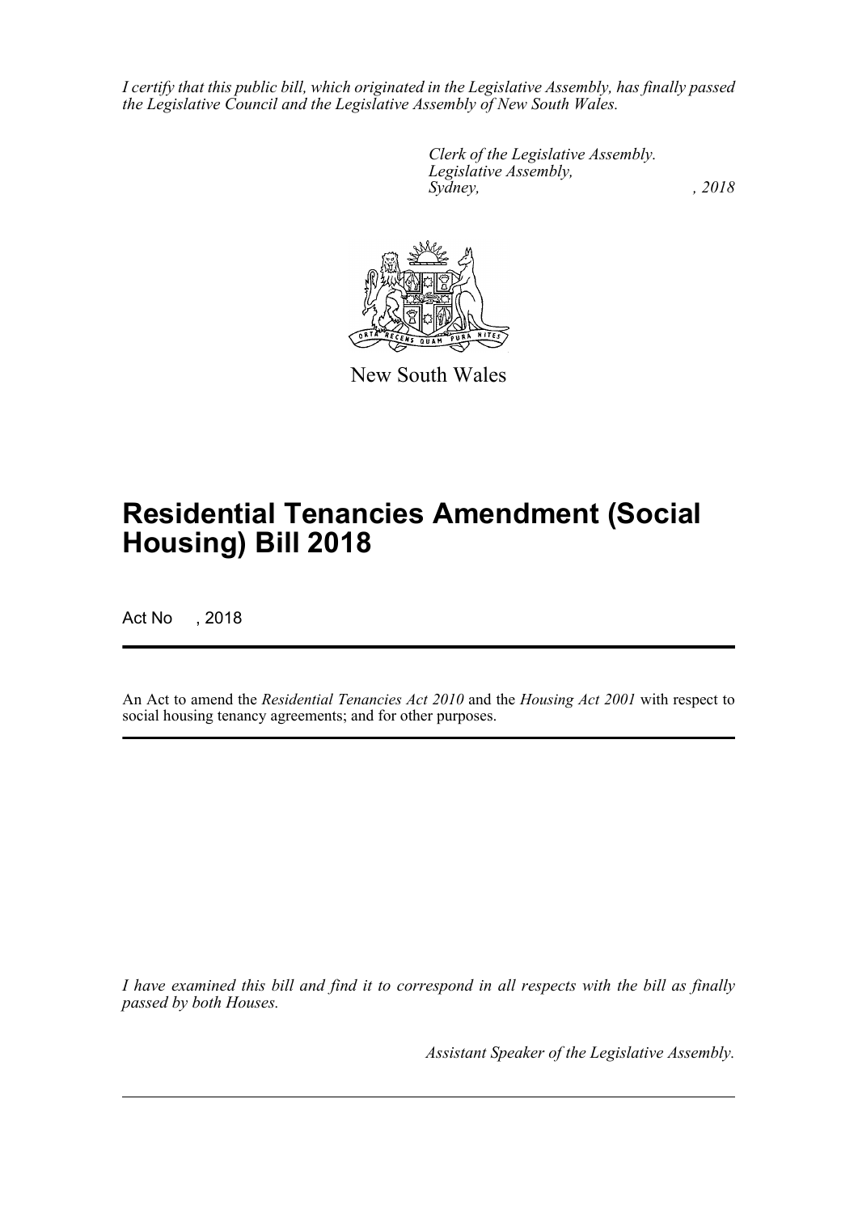*I certify that this public bill, which originated in the Legislative Assembly, has finally passed the Legislative Council and the Legislative Assembly of New South Wales.*

*Clerk of the Legislative Assembly.*
*Legislative Assembly,*
*Sydney, , 2018*

New South Wales

# Residential Tenancies Amendment (Social Housing) Bill 2018

Act No , 2018

An Act to amend the *Residential Tenancies Act 2010* and the *Housing Act 2001* with respect to social housing tenancy agreements; and for other purposes.

*I have examined this bill and find it to correspond in all respects with the bill as finally passed by both Houses.*

*Assistant Speaker of the Legislative Assembly.*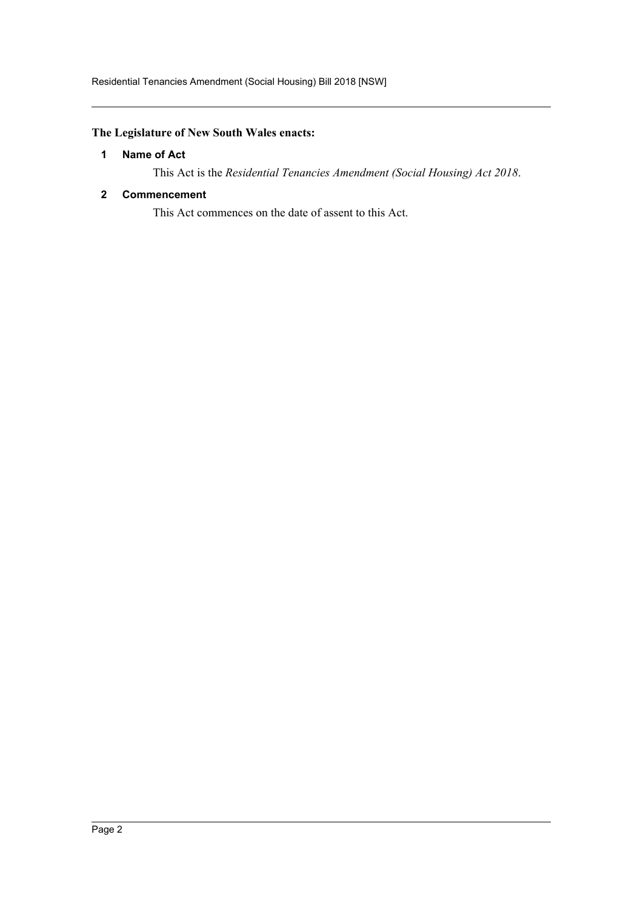**The Legislature of New South Wales enacts:**

### 1 Name of Act

This Act is the *Residential Tenancies Amendment (Social Housing) Act 2018*.

### 2 Commencement

This Act commences on the date of assent to this Act.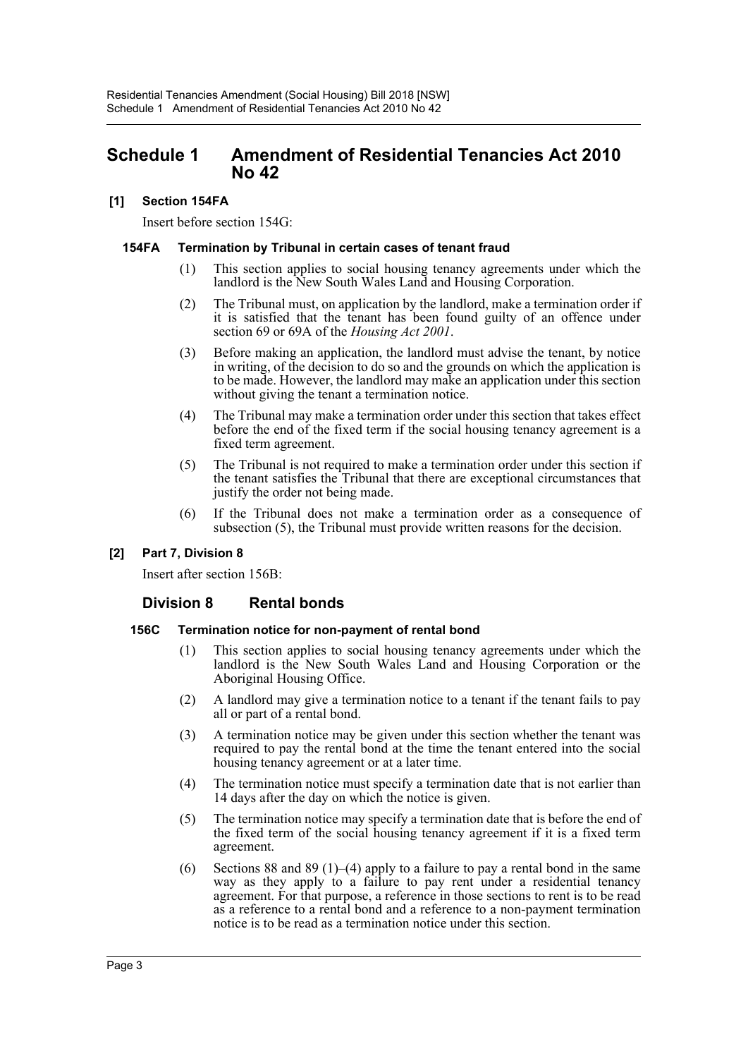# Schedule 1 Amendment of Residential Tenancies Act 2010 No 42

## [1] Section 154FA

Insert before section 154G:

### 154FA Termination by Tribunal in certain cases of tenant fraud

(1) This section applies to social housing tenancy agreements under which the landlord is the New South Wales Land and Housing Corporation.

(2) The Tribunal must, on application by the landlord, make a termination order if it is satisfied that the tenant has been found guilty of an offence under section 69 or 69A of the *Housing Act 2001*.

(3) Before making an application, the landlord must advise the tenant, by notice in writing, of the decision to do so and the grounds on which the application is to be made. However, the landlord may make an application under this section without giving the tenant a termination notice.

(4) The Tribunal may make a termination order under this section that takes effect before the end of the fixed term if the social housing tenancy agreement is a fixed term agreement.

(5) The Tribunal is not required to make a termination order under this section if the tenant satisfies the Tribunal that there are exceptional circumstances that justify the order not being made.

(6) If the Tribunal does not make a termination order as a consequence of subsection (5), the Tribunal must provide written reasons for the decision.

## [2] Part 7, Division 8

Insert after section 156B:

### Division 8 Rental bonds

### 156C Termination notice for non-payment of rental bond

(1) This section applies to social housing tenancy agreements under which the landlord is the New South Wales Land and Housing Corporation or the Aboriginal Housing Office.

(2) A landlord may give a termination notice to a tenant if the tenant fails to pay all or part of a rental bond.

(3) A termination notice may be given under this section whether the tenant was required to pay the rental bond at the time the tenant entered into the social housing tenancy agreement or at a later time.

(4) The termination notice must specify a termination date that is not earlier than 14 days after the day on which the notice is given.

(5) The termination notice may specify a termination date that is before the end of the fixed term of the social housing tenancy agreement if it is a fixed term agreement.

(6) Sections 88 and 89 (1)–(4) apply to a failure to pay a rental bond in the same way as they apply to a failure to pay rent under a residential tenancy agreement. For that purpose, a reference in those sections to rent is to be read as a reference to a rental bond and a reference to a non-payment termination notice is to be read as a termination notice under this section.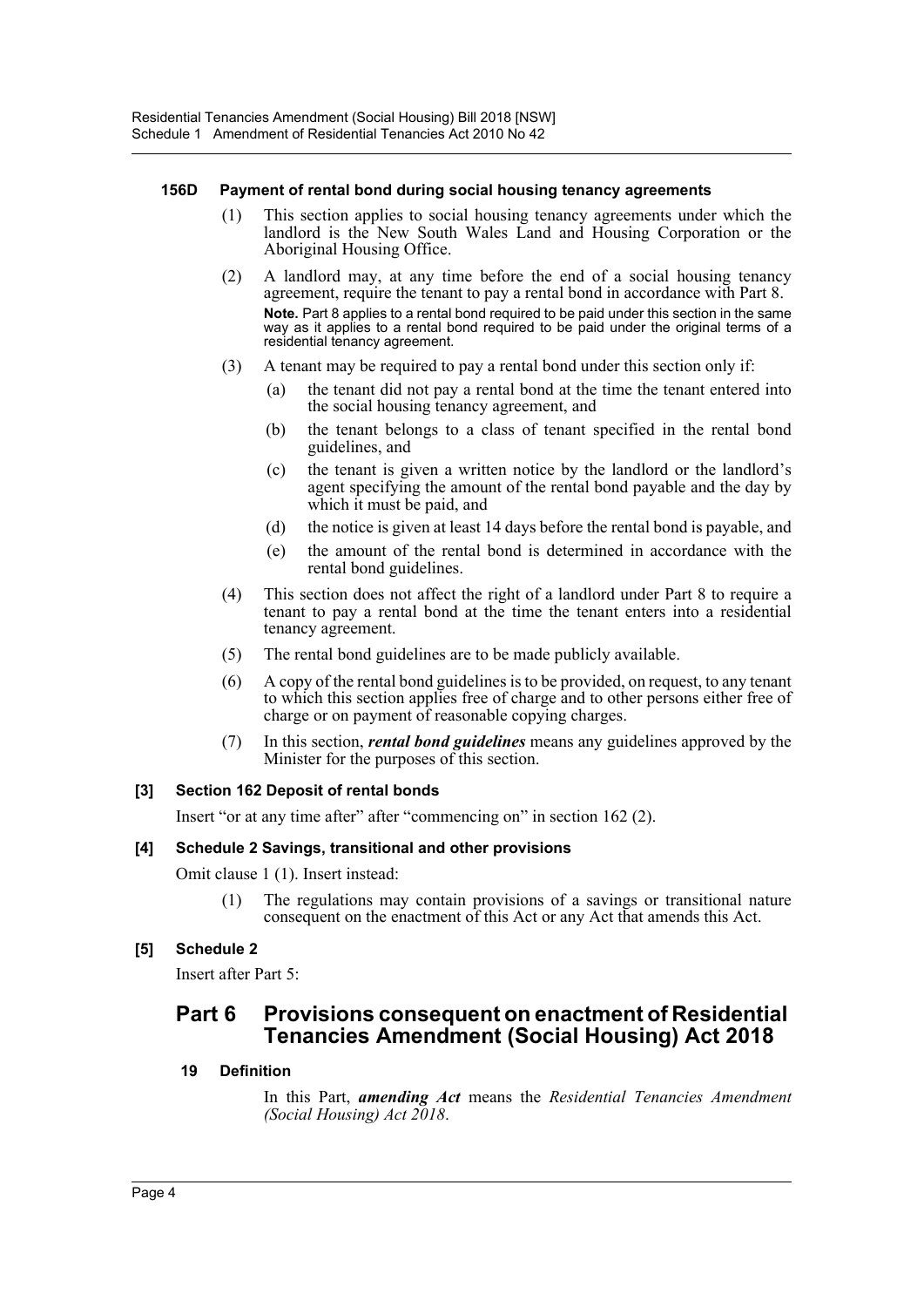#### 156D Payment of rental bond during social housing tenancy agreements

(1) This section applies to social housing tenancy agreements under which the landlord is the New South Wales Land and Housing Corporation or the Aboriginal Housing Office.

(2) A landlord may, at any time before the end of a social housing tenancy agreement, require the tenant to pay a rental bond in accordance with Part 8.

**Note.** Part 8 applies to a rental bond required to be paid under this section in the same way as it applies to a rental bond required to be paid under the original terms of a residential tenancy agreement.

(3) A tenant may be required to pay a rental bond under this section only if:

- (a) the tenant did not pay a rental bond at the time the tenant entered into the social housing tenancy agreement, and
- (b) the tenant belongs to a class of tenant specified in the rental bond guidelines, and
- (c) the tenant is given a written notice by the landlord or the landlord's agent specifying the amount of the rental bond payable and the day by which it must be paid, and
- (d) the notice is given at least 14 days before the rental bond is payable, and
- (e) the amount of the rental bond is determined in accordance with the rental bond guidelines.

(4) This section does not affect the right of a landlord under Part 8 to require a tenant to pay a rental bond at the time the tenant enters into a residential tenancy agreement.

(5) The rental bond guidelines are to be made publicly available.

(6) A copy of the rental bond guidelines is to be provided, on request, to any tenant to which this section applies free of charge and to other persons either free of charge or on payment of reasonable copying charges.

(7) In this section, ***rental bond guidelines*** means any guidelines approved by the Minister for the purposes of this section.

#### [3] Section 162 Deposit of rental bonds

Insert "or at any time after" after "commencing on" in section 162 (2).

#### [4] Schedule 2 Savings, transitional and other provisions

Omit clause 1 (1). Insert instead:

(1) The regulations may contain provisions of a savings or transitional nature consequent on the enactment of this Act or any Act that amends this Act.

#### [5] Schedule 2

Insert after Part 5:

## Part 6 Provisions consequent on enactment of Residential Tenancies Amendment (Social Housing) Act 2018

#### 19 Definition

In this Part, ***amending Act*** means the *Residential Tenancies Amendment (Social Housing) Act 2018*.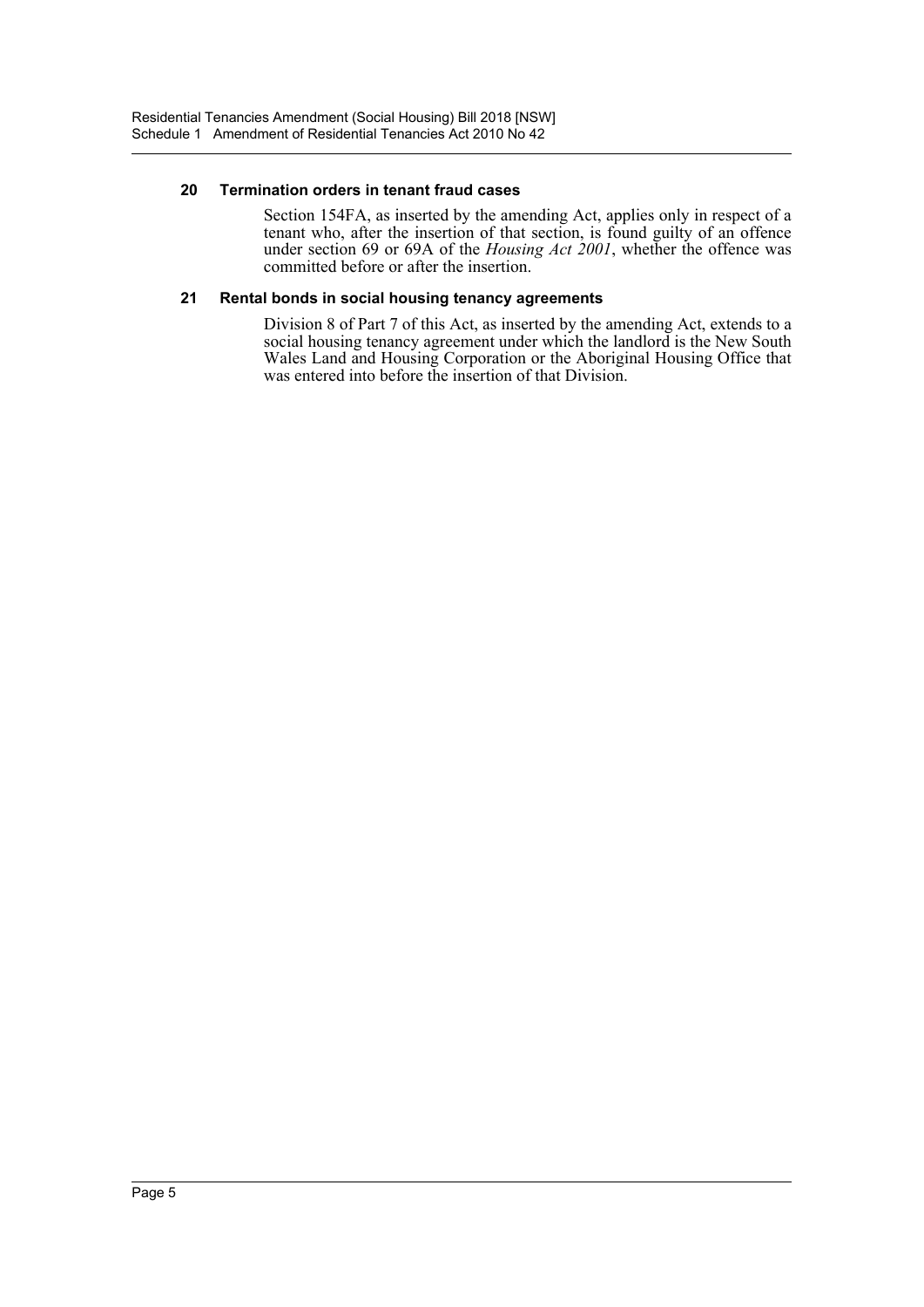### 20 Termination orders in tenant fraud cases

Section 154FA, as inserted by the amending Act, applies only in respect of a tenant who, after the insertion of that section, is found guilty of an offence under section 69 or 69A of the *Housing Act 2001*, whether the offence was committed before or after the insertion.

### 21 Rental bonds in social housing tenancy agreements

Division 8 of Part 7 of this Act, as inserted by the amending Act, extends to a social housing tenancy agreement under which the landlord is the New South Wales Land and Housing Corporation or the Aboriginal Housing Office that was entered into before the insertion of that Division.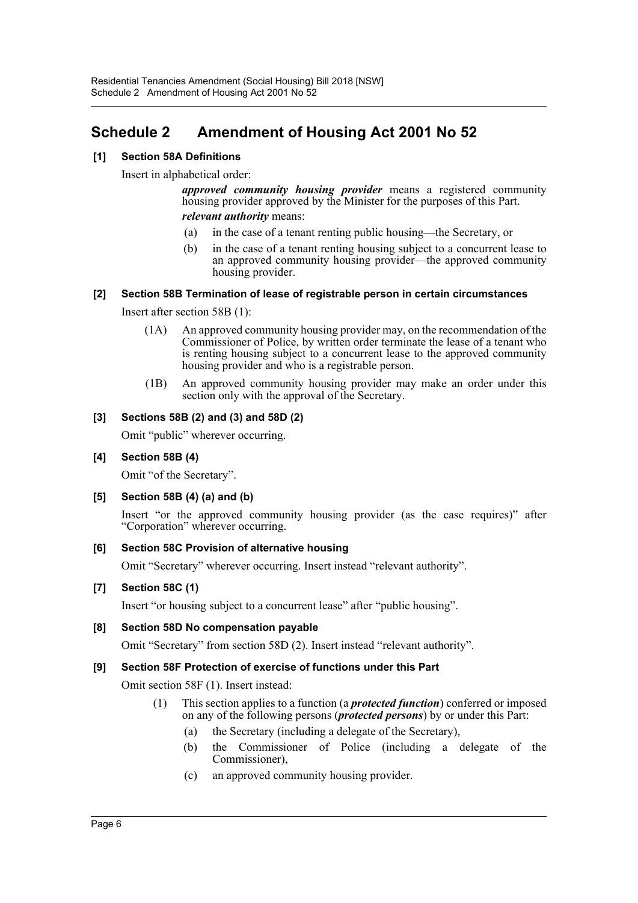## Schedule 2 Amendment of Housing Act 2001 No 52

### [1] Section 58A Definitions

Insert in alphabetical order:

> ***approved community housing provider*** means a registered community housing provider approved by the Minister for the purposes of this Part.
>
> ***relevant authority*** means:
>
> (a) in the case of a tenant renting public housing—the Secretary, or
>
> (b) in the case of a tenant renting housing subject to a concurrent lease to an approved community housing provider—the approved community housing provider.

### [2] Section 58B Termination of lease of registrable person in certain circumstances

Insert after section 58B (1):

> (1A) An approved community housing provider may, on the recommendation of the Commissioner of Police, by written order terminate the lease of a tenant who is renting housing subject to a concurrent lease to the approved community housing provider and who is a registrable person.
>
> (1B) An approved community housing provider may make an order under this section only with the approval of the Secretary.

### [3] Sections 58B (2) and (3) and 58D (2)

Omit "public" wherever occurring.

### [4] Section 58B (4)

Omit "of the Secretary".

### [5] Section 58B (4) (a) and (b)

Insert "or the approved community housing provider (as the case requires)" after "Corporation" wherever occurring.

### [6] Section 58C Provision of alternative housing

Omit "Secretary" wherever occurring. Insert instead "relevant authority".

### [7] Section 58C (1)

Insert "or housing subject to a concurrent lease" after "public housing".

### [8] Section 58D No compensation payable

Omit "Secretary" from section 58D (2). Insert instead "relevant authority".

### [9] Section 58F Protection of exercise of functions under this Part

Omit section 58F (1). Insert instead:

> (1) This section applies to a function (a ***protected function***) conferred or imposed on any of the following persons (***protected persons***) by or under this Part:
>
> (a) the Secretary (including a delegate of the Secretary),
>
> (b) the Commissioner of Police (including a delegate of the Commissioner),
>
> (c) an approved community housing provider.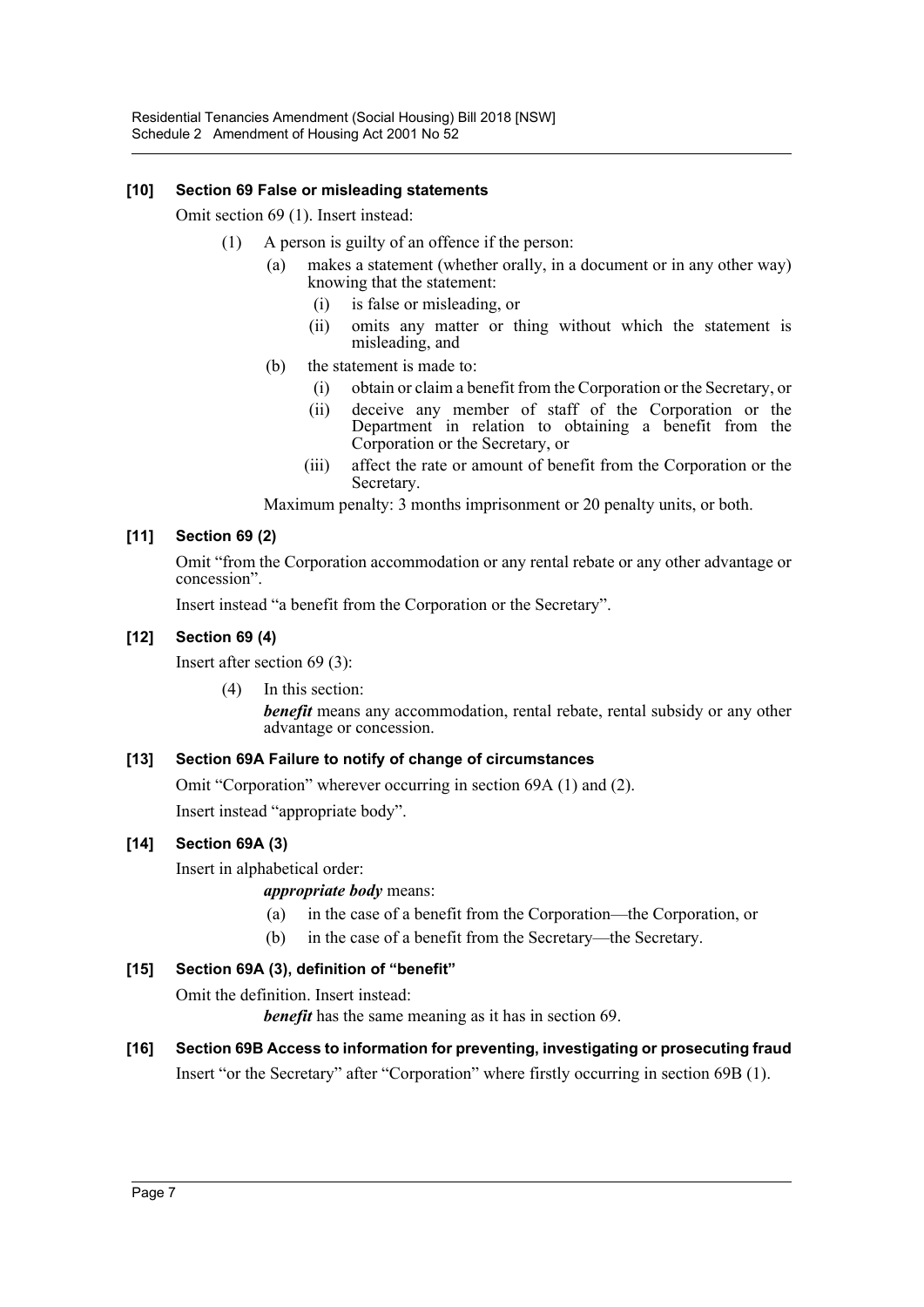### [10] Section 69 False or misleading statements

Omit section 69 (1). Insert instead:

(1) A person is guilty of an offence if the person:

- (a) makes a statement (whether orally, in a document or in any other way) knowing that the statement:
  - (i) is false or misleading, or
  - (ii) omits any matter or thing without which the statement is misleading, and
- (b) the statement is made to:
  - (i) obtain or claim a benefit from the Corporation or the Secretary, or
  - (ii) deceive any member of staff of the Corporation or the Department in relation to obtaining a benefit from the Corporation or the Secretary, or
  - (iii) affect the rate or amount of benefit from the Corporation or the Secretary.

Maximum penalty: 3 months imprisonment or 20 penalty units, or both.

### [11] Section 69 (2)

Omit "from the Corporation accommodation or any rental rebate or any other advantage or concession".

Insert instead "a benefit from the Corporation or the Secretary".

### [12] Section 69 (4)

Insert after section 69 (3):

(4) In this section:

***benefit*** means any accommodation, rental rebate, rental subsidy or any other advantage or concession.

### [13] Section 69A Failure to notify of change of circumstances

Omit "Corporation" wherever occurring in section 69A (1) and (2).

Insert instead "appropriate body".

### [14] Section 69A (3)

Insert in alphabetical order:

***appropriate body*** means:

- (a) in the case of a benefit from the Corporation—the Corporation, or
- (b) in the case of a benefit from the Secretary—the Secretary.

### [15] Section 69A (3), definition of "benefit"

Omit the definition. Insert instead:

***benefit*** has the same meaning as it has in section 69.

### [16] Section 69B Access to information for preventing, investigating or prosecuting fraud

Insert "or the Secretary" after "Corporation" where firstly occurring in section 69B (1).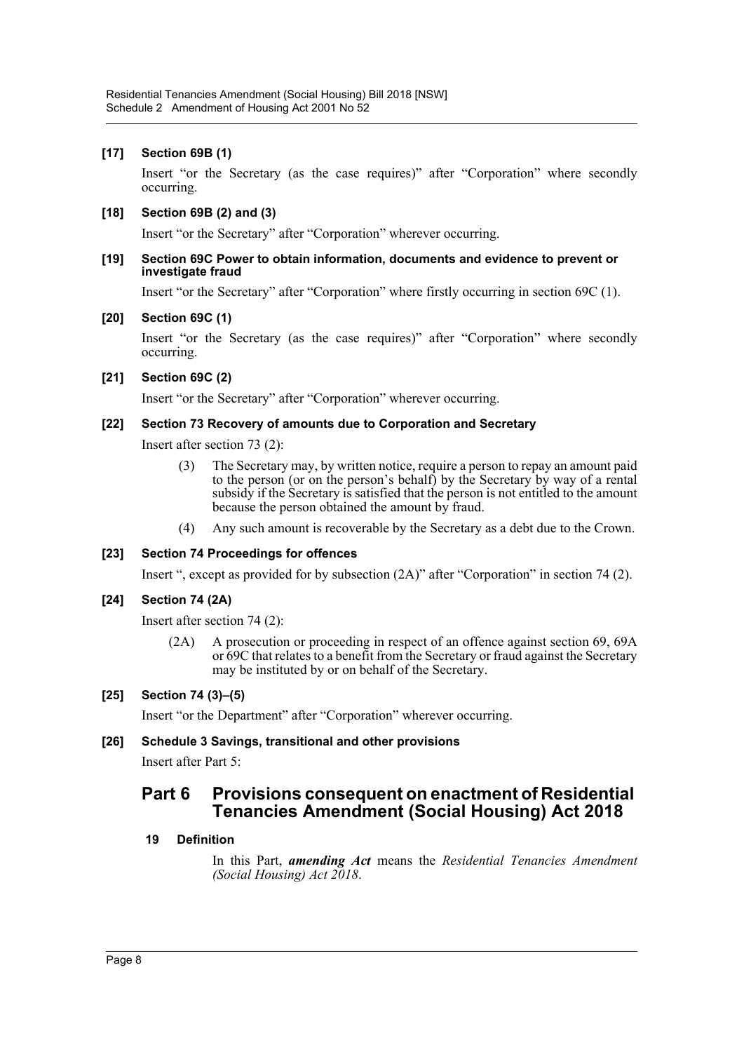**[17] Section 69B (1)**

Insert "or the Secretary (as the case requires)" after "Corporation" where secondly occurring.

**[18] Section 69B (2) and (3)**

Insert "or the Secretary" after "Corporation" wherever occurring.

**[19] Section 69C Power to obtain information, documents and evidence to prevent or investigate fraud**

Insert "or the Secretary" after "Corporation" where firstly occurring in section 69C (1).

**[20] Section 69C (1)**

Insert "or the Secretary (as the case requires)" after "Corporation" where secondly occurring.

**[21] Section 69C (2)**

Insert "or the Secretary" after "Corporation" wherever occurring.

**[22] Section 73 Recovery of amounts due to Corporation and Secretary**

Insert after section 73 (2):

> (3) The Secretary may, by written notice, require a person to repay an amount paid to the person (or on the person's behalf) by the Secretary by way of a rental subsidy if the Secretary is satisfied that the person is not entitled to the amount because the person obtained the amount by fraud.
>
> (4) Any such amount is recoverable by the Secretary as a debt due to the Crown.

**[23] Section 74 Proceedings for offences**

Insert ", except as provided for by subsection (2A)" after "Corporation" in section 74 (2).

**[24] Section 74 (2A)**

Insert after section 74 (2):

> (2A) A prosecution or proceeding in respect of an offence against section 69, 69A or 69C that relates to a benefit from the Secretary or fraud against the Secretary may be instituted by or on behalf of the Secretary.

**[25] Section 74 (3)–(5)**

Insert "or the Department" after "Corporation" wherever occurring.

**[26] Schedule 3 Savings, transitional and other provisions**

Insert after Part 5:

## Part 6 Provisions consequent on enactment of Residential Tenancies Amendment (Social Housing) Act 2018

**19 Definition**

In this Part, ***amending Act*** means the *Residential Tenancies Amendment (Social Housing) Act 2018*.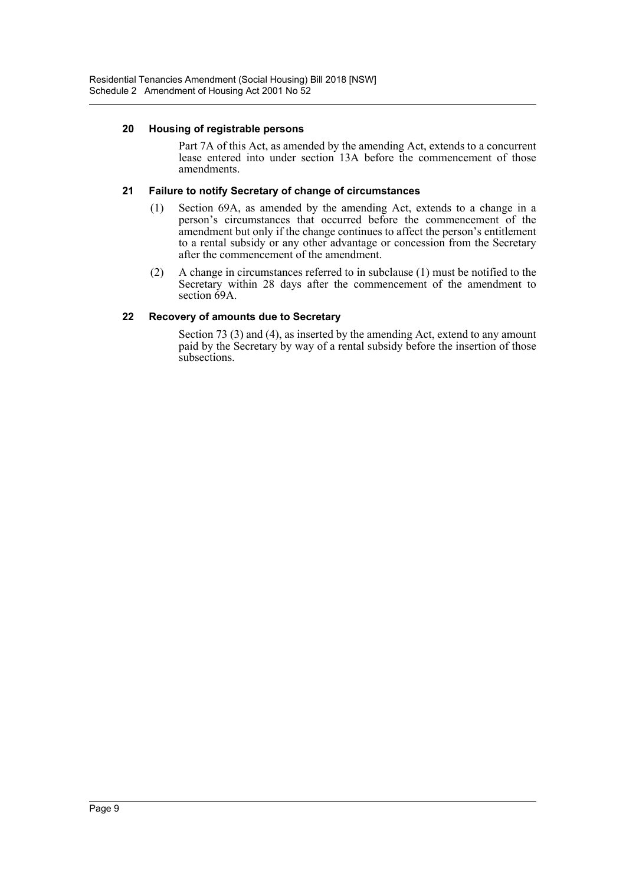#### 20 Housing of registrable persons

Part 7A of this Act, as amended by the amending Act, extends to a concurrent lease entered into under section 13A before the commencement of those amendments.

#### 21 Failure to notify Secretary of change of circumstances

(1) Section 69A, as amended by the amending Act, extends to a change in a person's circumstances that occurred before the commencement of the amendment but only if the change continues to affect the person's entitlement to a rental subsidy or any other advantage or concession from the Secretary after the commencement of the amendment.

(2) A change in circumstances referred to in subclause (1) must be notified to the Secretary within 28 days after the commencement of the amendment to section 69A.

#### 22 Recovery of amounts due to Secretary

Section 73 (3) and (4), as inserted by the amending Act, extend to any amount paid by the Secretary by way of a rental subsidy before the insertion of those subsections.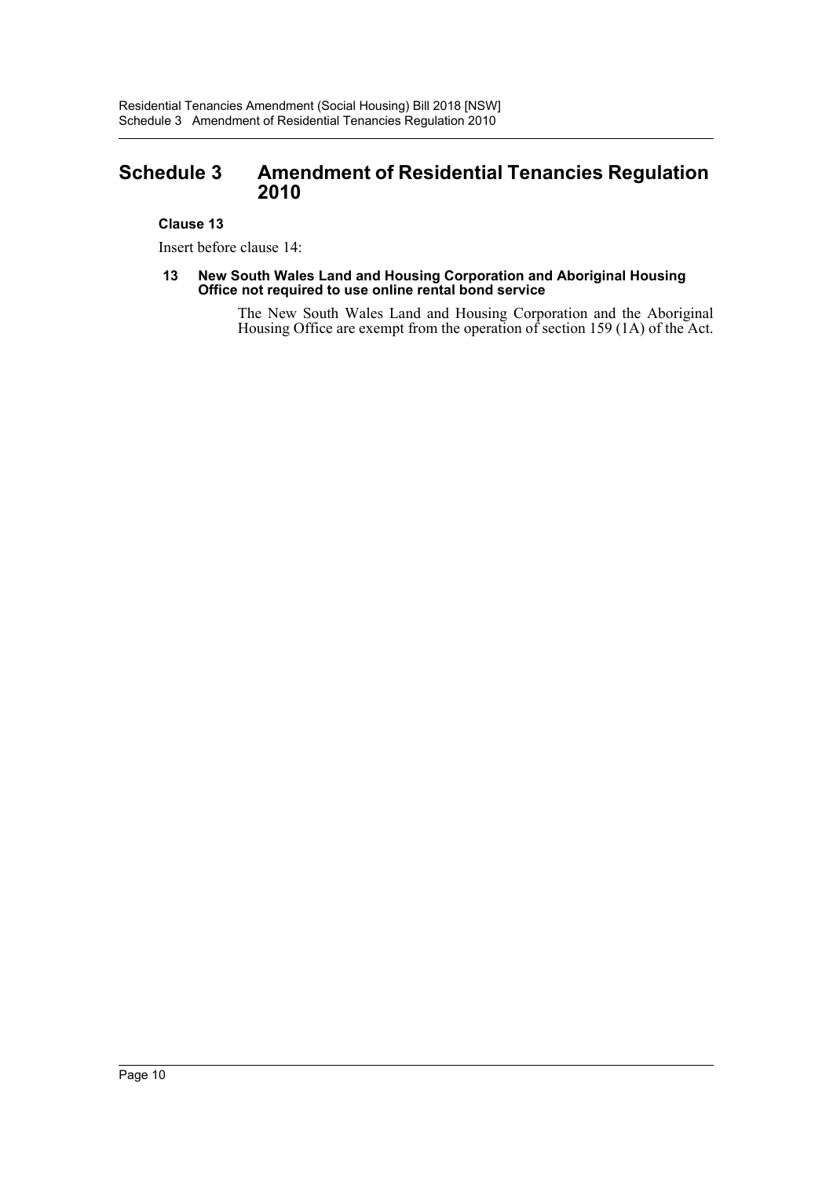# Schedule 3 Amendment of Residential Tenancies Regulation 2010

### Clause 13

Insert before clause 14:

**13 New South Wales Land and Housing Corporation and Aboriginal Housing Office not required to use online rental bond service**

The New South Wales Land and Housing Corporation and the Aboriginal Housing Office are exempt from the operation of section 159 (1A) of the Act.